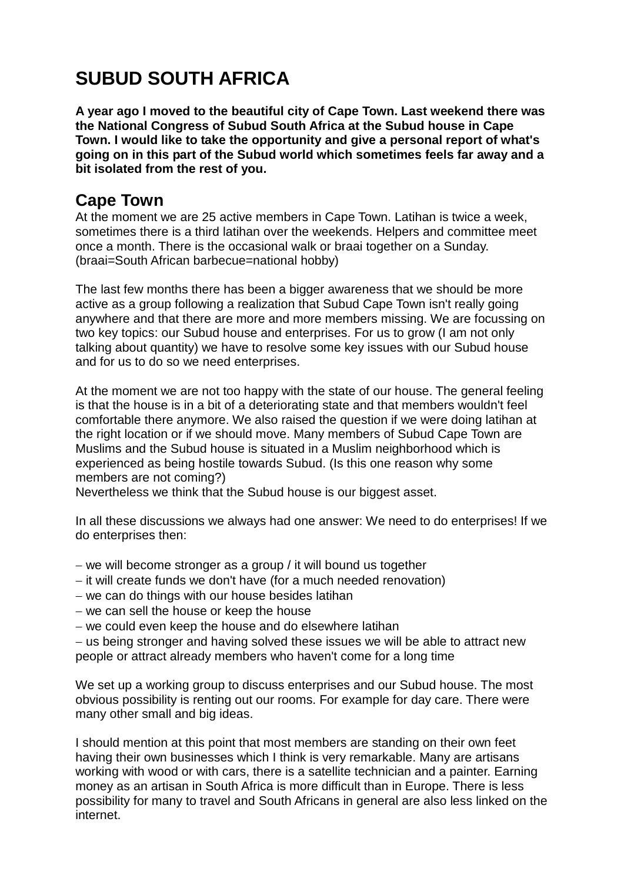# SUBUD SOUTH AFRICA

**A year ago I moved to the beautiful city of Cape Town. Last weekend there was the National Congress of Subud South Africa at the Subud house in Cape Town. I would like to take the opportunity and give a personal report of what's going on in this part of the Subud world which sometimes feels far away and a bit isolated from the rest of you.**

## Cape Town

At the moment we are 25 active members in Cape Town. Latihan is twice a week, sometimes there is a third latihan over the weekends. Helpers and committee meet once a month. There is the occasional walk or braai together on a Sunday. (braai=South African barbecue=national hobby)

The last few months there has been a bigger awareness that we should be more active as a group following a realization that Subud Cape Town isn't really going anywhere and that there are more and more members missing. We are focussing on two key topics: our Subud house and enterprises. For us to grow (I am not only talking about quantity) we have to resolve some key issues with our Subud house and for us to do so we need enterprises.

At the moment we are not too happy with the state of our house. The general feeling is that the house is in a bit of a deteriorating state and that members wouldn't feel comfortable there anymore. We also raised the question if we were doing latihan at the right location or if we should move. Many members of Subud Cape Town are Muslims and the Subud house is situated in a Muslim neighborhood which is experienced as being hostile towards Subud. (Is this one reason why some members are not coming?)
Nevertheless we think that the Subud house is our biggest asset.

In all these discussions we always had one answer: We need to do enterprises! If we do enterprises then:

- we will become stronger as a group / it will bound us together
- it will create funds we don't have (for a much needed renovation)
- we can do things with our house besides latihan
- we can sell the house or keep the house
- we could even keep the house and do elsewhere latihan
- us being stronger and having solved these issues we will be able to attract new people or attract already members who haven't come for a long time

We set up a working group to discuss enterprises and our Subud house. The most obvious possibility is renting out our rooms. For example for day care. There were many other small and big ideas.

I should mention at this point that most members are standing on their own feet having their own businesses which I think is very remarkable. Many are artisans working with wood or with cars, there is a satellite technician and a painter. Earning money as an artisan in South Africa is more difficult than in Europe. There is less possibility for many to travel and South Africans in general are also less linked on the internet.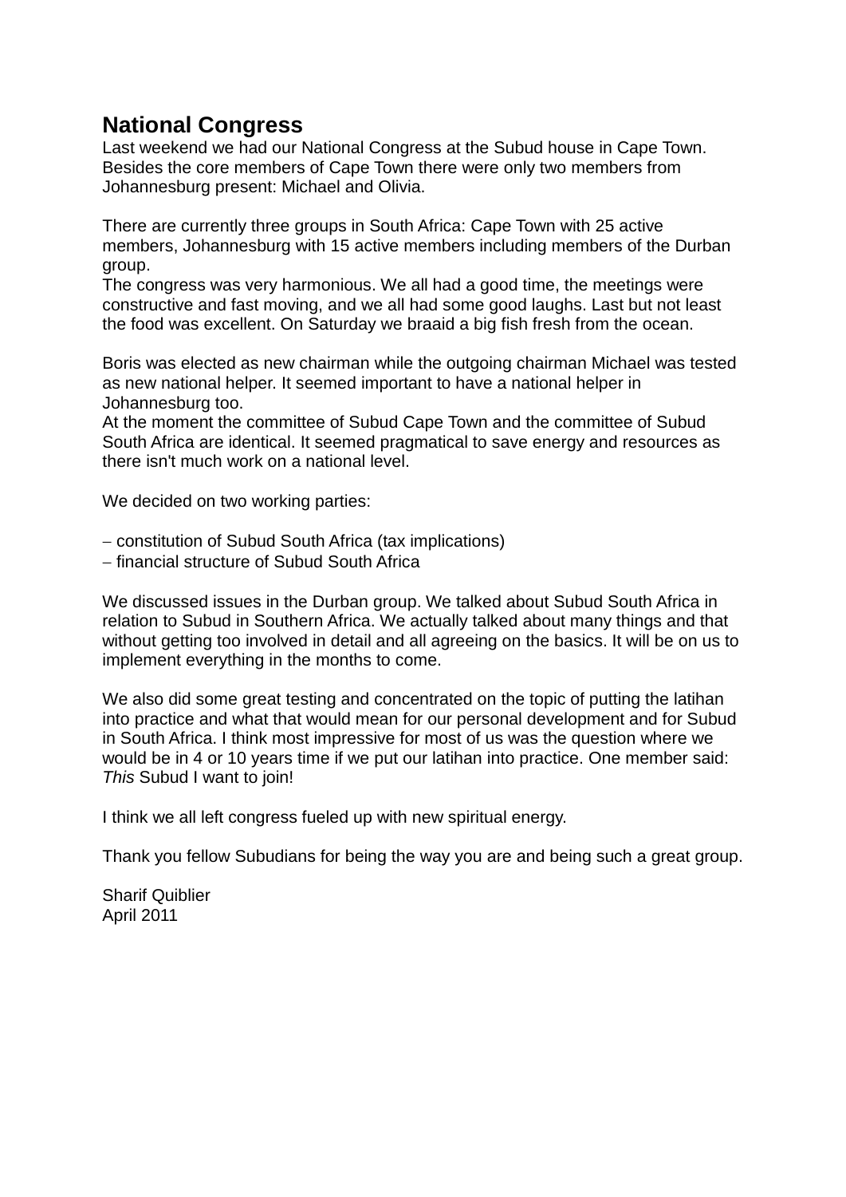## National Congress

Last weekend we had our National Congress at the Subud house in Cape Town. Besides the core members of Cape Town there were only two members from Johannesburg present: Michael and Olivia.

There are currently three groups in South Africa: Cape Town with 25 active members, Johannesburg with 15 active members including members of the Durban group.
The congress was very harmonious. We all had a good time, the meetings were constructive and fast moving, and we all had some good laughs. Last but not least the food was excellent. On Saturday we braaid a big fish fresh from the ocean.

Boris was elected as new chairman while the outgoing chairman Michael was tested as new national helper. It seemed important to have a national helper in Johannesburg too.
At the moment the committee of Subud Cape Town and the committee of Subud South Africa are identical. It seemed pragmatical to save energy and resources as there isn't much work on a national level.

We decided on two working parties:

- constitution of Subud South Africa (tax implications)
- financial structure of Subud South Africa

We discussed issues in the Durban group. We talked about Subud South Africa in relation to Subud in Southern Africa. We actually talked about many things and that without getting too involved in detail and all agreeing on the basics. It will be on us to implement everything in the months to come.

We also did some great testing and concentrated on the topic of putting the latihan into practice and what that would mean for our personal development and for Subud in South Africa. I think most impressive for most of us was the question where we would be in 4 or 10 years time if we put our latihan into practice. One member said: *This* Subud I want to join!

I think we all left congress fueled up with new spiritual energy.

Thank you fellow Subudians for being the way you are and being such a great group.

Sharif Quiblier
April 2011